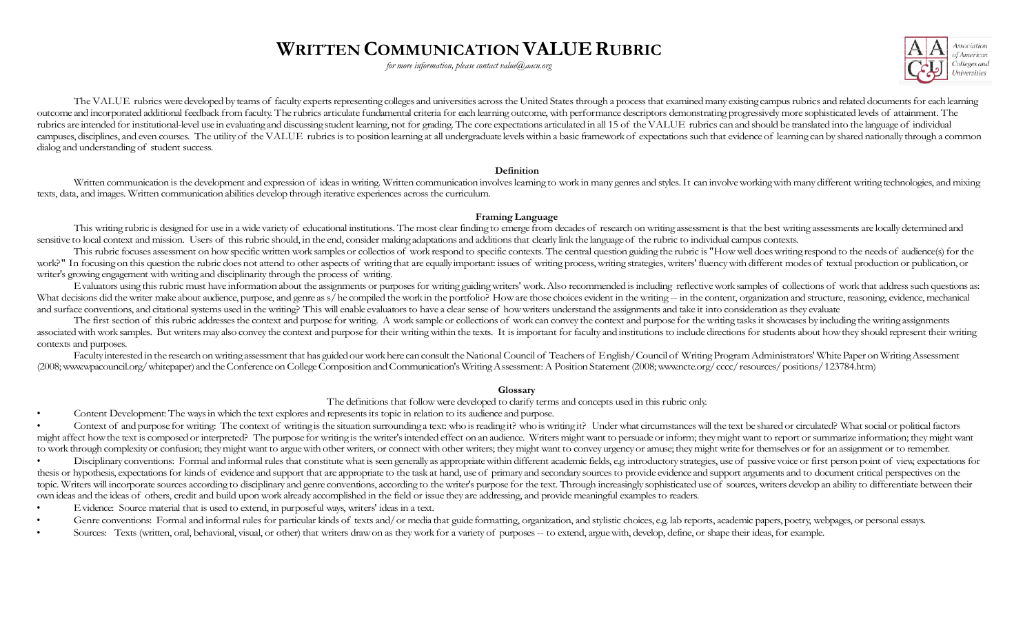# WRITTEN COMMUNICATION VALUE RUBRIC

*for more information, please contact value@aacu.org*

Association of American Colleges and Universities

The VALUE rubrics were developed by teams of faculty experts representing colleges and universities across the United States through a process that examined many existing campus rubrics and related documents for each learning outcome and incorporated additional feedback from faculty. The rubrics articulate fundamental criteria for each learning outcome, with performance descriptors demonstrating progressively more sophisticated levels of attainment. The rubrics are intended for institutional-level use in evaluating and discussing student learning, not for grading. The core expectations articulated in all 15 of the VALUE rubrics can and should be translated into the language of individual campuses, disciplines, and even courses. The utility of the VALUE rubrics is to position learning at all undergraduate levels within a basic framework of expectations such that evidence of learning can by shared nationally through a common dialog and understanding of student success.

### Definition

Written communication is the development and expression of ideas in writing. Written communication involves learning to work in many genres and styles. It can involve working with many different writing technologies, and mixing texts, data, and images. Written communication abilities develop through iterative experiences across the curriculum.

### Framing Language

This writing rubric is designed for use in a wide variety of educational institutions. The most clear finding to emerge from decades of research on writing assessment is that the best writing assessments are locally determined and sensitive to local context and mission. Users of this rubric should, in the end, consider making adaptations and additions that clearly link the language of the rubric to individual campus contexts.

This rubric focuses assessment on how specific written work samples or collectios of work respond to specific contexts. The central question guiding the rubric is "How well does writing respond to the needs of audience(s) for the work?" In focusing on this question the rubric does not attend to other aspects of writing that are equally important: issues of writing process, writing strategies, writers' fluency with different modes of textual production or publication, or writer's growing engagement with writing and disciplinarity through the process of writing.

Evaluators using this rubric must have information about the assignments or purposes for writing guiding writers' work. Also recommended is including reflective work samples of collections of work that address such questions as: What decisions did the writer make about audience, purpose, and genre as s/he compiled the work in the portfolio? How are those choices evident in the writing -- in the content, organization and structure, reasoning, evidence, mechanical and surface conventions, and citational systems used in the writing? This will enable evaluators to have a clear sense of how writers understand the assignments and take it into consideration as they evaluate

The first section of this rubric addresses the context and purpose for writing. A work sample or collections of work can convey the context and purpose for the writing tasks it showcases by including the writing assignments associated with work samples. But writers may also convey the context and purpose for their writing within the texts. It is important for faculty and institutions to include directions for students about how they should represent their writing contexts and purposes.

Faculty interested in the research on writing assessment that has guided our work here can consult the National Council of Teachers of English/Council of Writing Program Administrators' White Paper on Writing Assessment (2008; www.wpacouncil.org/whitepaper) and the Conference on College Composition and Communication's Writing Assessment: A Position Statement (2008; www.ncte.org/cccc/resources/positions/123784.htm)

### Glossary

The definitions that follow were developed to clarify terms and concepts used in this rubric only.

- Content Development: The ways in which the text explores and represents its topic in relation to its audience and purpose.
- Context of and purpose for writing: The context of writing is the situation surrounding a text: who is reading it? who is writing it? Under what circumstances will the text be shared or circulated? What social or political factors might affect how the text is composed or interpreted? The purpose for writing is the writer's intended effect on an audience. Writers might want to persuade or inform; they might want to report or summarize information; they might want to work through complexity or confusion; they might want to argue with other writers, or connect with other writers; they might want to convey urgency or amuse; they might write for themselves or for an assignment or to remember.
- Disciplinary conventions: Formal and informal rules that constitute what is seen generally as appropriate within different academic fields, e.g. introductory strategies, use of passive voice or first person point of view, expectations for thesis or hypothesis, expectations for kinds of evidence and support that are appropriate to the task at hand, use of primary and secondary sources to provide evidence and support arguments and to document critical perspectives on the topic. Writers will incorporate sources according to disciplinary and genre conventions, according to the writer's purpose for the text. Through increasingly sophisticated use of sources, writers develop an ability to differentiate between their own ideas and the ideas of others, credit and build upon work already accomplished in the field or issue they are addressing, and provide meaningful examples to readers.
- Evidence: Source material that is used to extend, in purposeful ways, writers' ideas in a text.
- Genre conventions: Formal and informal rules for particular kinds of texts and/or media that guide formatting, organization, and stylistic choices, e.g. lab reports, academic papers, poetry, webpages, or personal essays.
- Sources: Texts (written, oral, behavioral, visual, or other) that writers draw on as they work for a variety of purposes -- to extend, argue with, develop, define, or shape their ideas, for example.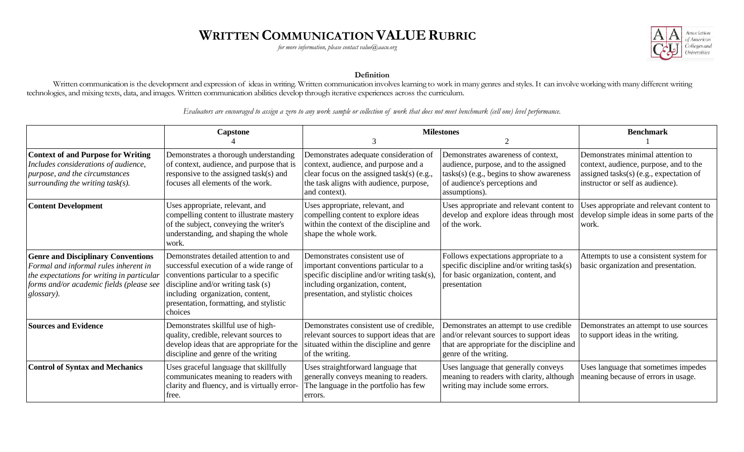# WRITTEN COMMUNICATION VALUE RUBRIC

*for more information, please contact value@aacu.org*

### Definition

Written communication is the development and expression of ideas in writing. Written communication involves learning to work in many genres and styles. It can involve working with many different writing technologies, and mixing texts, data, and images. Written communication abilities develop through iterative experiences across the curriculum.

*Evaluators are encouraged to assign a zero to any work sample or collection of work that does not meet benchmark (cell one) level performance.*

| | Capstone 4 | Milestones 3 | 2 | Benchmark 1 |
|---|---|---|---|---|
| **Context of and Purpose for Writing** *Includes considerations of audience, purpose, and the circumstances surrounding the writing task(s).* | Demonstrates a thorough understanding of context, audience, and purpose that is responsive to the assigned task(s) and focuses all elements of the work. | Demonstrates adequate consideration of context, audience, and purpose and a clear focus on the assigned task(s) (e.g., the task aligns with audience, purpose, and context). | Demonstrates awareness of context, audience, purpose, and to the assigned tasks(s) (e.g., begins to show awareness of audience's perceptions and assumptions). | Demonstrates minimal attention to context, audience, purpose, and to the assigned tasks(s) (e.g., expectation of instructor or self as audience). |
| **Content Development** | Uses appropriate, relevant, and compelling content to illustrate mastery of the subject, conveying the writer's understanding, and shaping the whole work. | Uses appropriate, relevant, and compelling content to explore ideas within the context of the discipline and shape the whole work. | Uses appropriate and relevant content to develop and explore ideas through most of the work. | Uses appropriate and relevant content to develop simple ideas in some parts of the work. |
| **Genre and Disciplinary Conventions** *Formal and informal rules inherent in the expectations for writing in particular forms and/or academic fields (please see glossary).* | Demonstrates detailed attention to and successful execution of a wide range of conventions particular to a specific discipline and/or writing task (s) including organization, content, presentation, formatting, and stylistic choices | Demonstrates consistent use of important conventions particular to a specific discipline and/or writing task(s), including organization, content, presentation, and stylistic choices | Follows expectations appropriate to a specific discipline and/or writing task(s) for basic organization, content, and presentation | Attempts to use a consistent system for basic organization and presentation. |
| **Sources and Evidence** | Demonstrates skillful use of high-quality, credible, relevant sources to develop ideas that are appropriate for the discipline and genre of the writing | Demonstrates consistent use of credible, relevant sources to support ideas that are situated within the discipline and genre of the writing. | Demonstrates an attempt to use credible and/or relevant sources to support ideas that are appropriate for the discipline and genre of the writing. | Demonstrates an attempt to use sources to support ideas in the writing. |
| **Control of Syntax and Mechanics** | Uses graceful language that skillfully communicates meaning to readers with clarity and fluency, and is virtually error-free. | Uses straightforward language that generally conveys meaning to readers. The language in the portfolio has few errors. | Uses language that generally conveys meaning to readers with clarity, although writing may include some errors. | Uses language that sometimes impedes meaning because of errors in usage. |